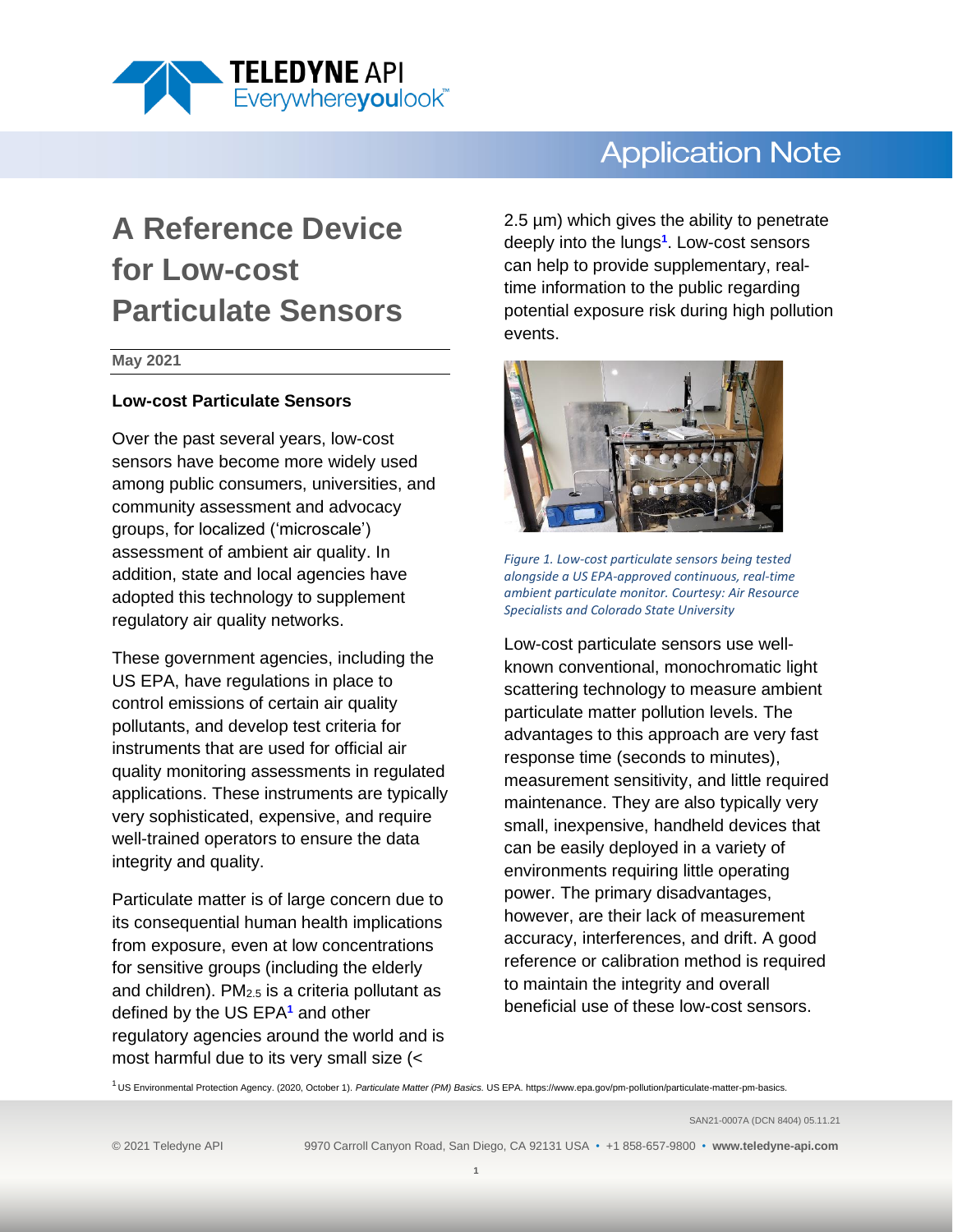# A Reference Device for Low-cost Particulate Sensors

**May 2021**

### Low-cost Particulate Sensors

Over the past several years, low-cost sensors have become more widely used among public consumers, universities, and community assessment and advocacy groups, for localized ('microscale') assessment of ambient air quality. In addition, state and local agencies have adopted this technology to supplement regulatory air quality networks.

These government agencies, including the US EPA, have regulations in place to control emissions of certain air quality pollutants, and develop test criteria for instruments that are used for official air quality monitoring assessments in regulated applications. These instruments are typically very sophisticated, expensive, and require well-trained operators to ensure the data integrity and quality.

Particulate matter is of large concern due to its consequential human health implications from exposure, even at low concentrations for sensitive groups (including the elderly and children). $PM_{2.5}$ is a criteria pollutant as defined by the US EPA[1] and other regulatory agencies around the world and is most harmful due to its very small size (< 2.5 µm) which gives the ability to penetrate deeply into the lungs[1]. Low-cost sensors can help to provide supplementary, real-time information to the public regarding potential exposure risk during high pollution events.

*Figure 1. Low-cost particulate sensors being tested alongside a US EPA-approved continuous, real-time ambient particulate monitor. Courtesy: Air Resource Specialists and Colorado State University*

Low-cost particulate sensors use well-known conventional, monochromatic light scattering technology to measure ambient particulate matter pollution levels. The advantages to this approach are very fast response time (seconds to minutes), measurement sensitivity, and little required maintenance. They are also typically very small, inexpensive, handheld devices that can be easily deployed in a variety of environments requiring little operating power. The primary disadvantages, however, are their lack of measurement accuracy, interferences, and drift. A good reference or calibration method is required to maintain the integrity and overall beneficial use of these low-cost sensors.

[1] US Environmental Protection Agency. (2020, October 1). *Particulate Matter (PM) Basics.* US EPA. https://www.epa.gov/pm-pollution/particulate-matter-pm-basics.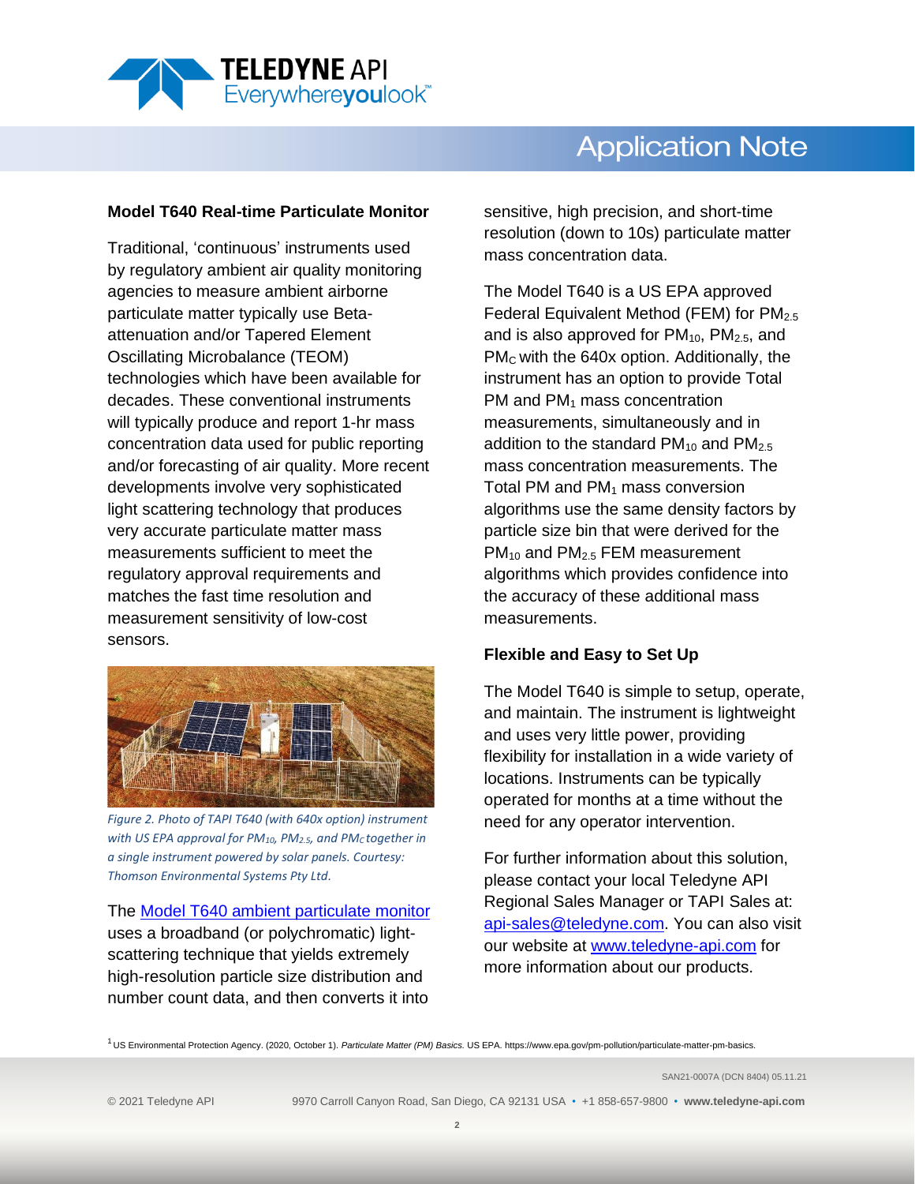## Model T640 Real-time Particulate Monitor

Traditional, 'continuous' instruments used by regulatory ambient air quality monitoring agencies to measure ambient airborne particulate matter typically use Beta-attenuation and/or Tapered Element Oscillating Microbalance (TEOM) technologies which have been available for decades. These conventional instruments will typically produce and report 1-hr mass concentration data used for public reporting and/or forecasting of air quality. More recent developments involve very sophisticated light scattering technology that produces very accurate particulate matter mass measurements sufficient to meet the regulatory approval requirements and matches the fast time resolution and measurement sensitivity of low-cost sensors.

*Figure 2. Photo of TAPI T640 (with 640x option) instrument with US EPA approval for $PM_{10}$, $PM_{2.5}$, and $PM_C$ together in a single instrument powered by solar panels. Courtesy: Thomson Environmental Systems Pty Ltd.*

The [Model T640 ambient particulate monitor] uses a broadband (or polychromatic) light-scattering technique that yields extremely high-resolution particle size distribution and number count data, and then converts it into sensitive, high precision, and short-time resolution (down to 10s) particulate matter mass concentration data.

The Model T640 is a US EPA approved Federal Equivalent Method (FEM) for $PM_{2.5}$ and is also approved for $PM_{10}$, $PM_{2.5}$, and $PM_C$ with the 640x option. Additionally, the instrument has an option to provide Total PM and $PM_1$ mass concentration measurements, simultaneously and in addition to the standard $PM_{10}$ and $PM_{2.5}$ mass concentration measurements. The Total PM and $PM_1$ mass conversion algorithms use the same density factors by particle size bin that were derived for the $PM_{10}$ and $PM_{2.5}$ FEM measurement algorithms which provides confidence into the accuracy of these additional mass measurements.

## Flexible and Easy to Set Up

The Model T640 is simple to setup, operate, and maintain. The instrument is lightweight and uses very little power, providing flexibility for installation in a wide variety of locations. Instruments can be typically operated for months at a time without the need for any operator intervention.

For further information about this solution, please contact your local Teledyne API Regional Sales Manager or TAPI Sales at: api-sales@teledyne.com. You can also visit our website at www.teledyne-api.com for more information about our products.

[1] US Environmental Protection Agency. (2020, October 1). *Particulate Matter (PM) Basics.* US EPA. https://www.epa.gov/pm-pollution/particulate-matter-pm-basics.

SAN21-0007A (DCN 8404) 05.11.21

© 2021 Teledyne API 9970 Carroll Canyon Road, San Diego, CA 92131 USA • +1 858-657-9800 • **www.teledyne-api.com**